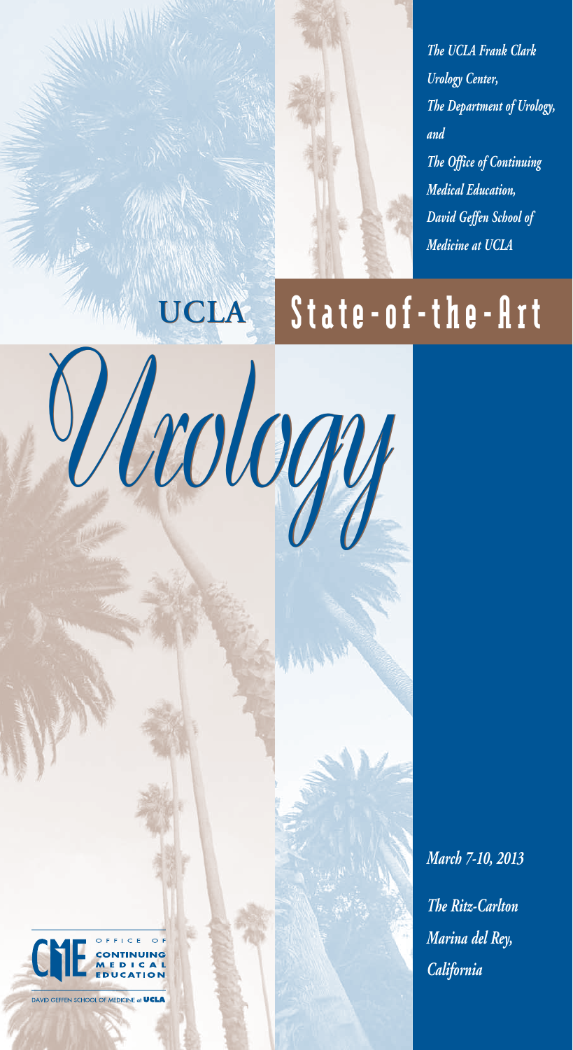*The UCLA Frank Clark Urology Center,*
*The Department of Urology,*
*and*
*The Office of Continuing Medical Education,*
*David Geffen School of Medicine at UCLA*

# UCLA State-of-the-Art *Urology*

*March 7-10, 2013*

*The Ritz-Carlton*
*Marina del Rey,*
*California*

OFFICE OF CONTINUING MEDICAL EDUCATION

DAVID GEFFEN SCHOOL OF MEDICINE at UCLA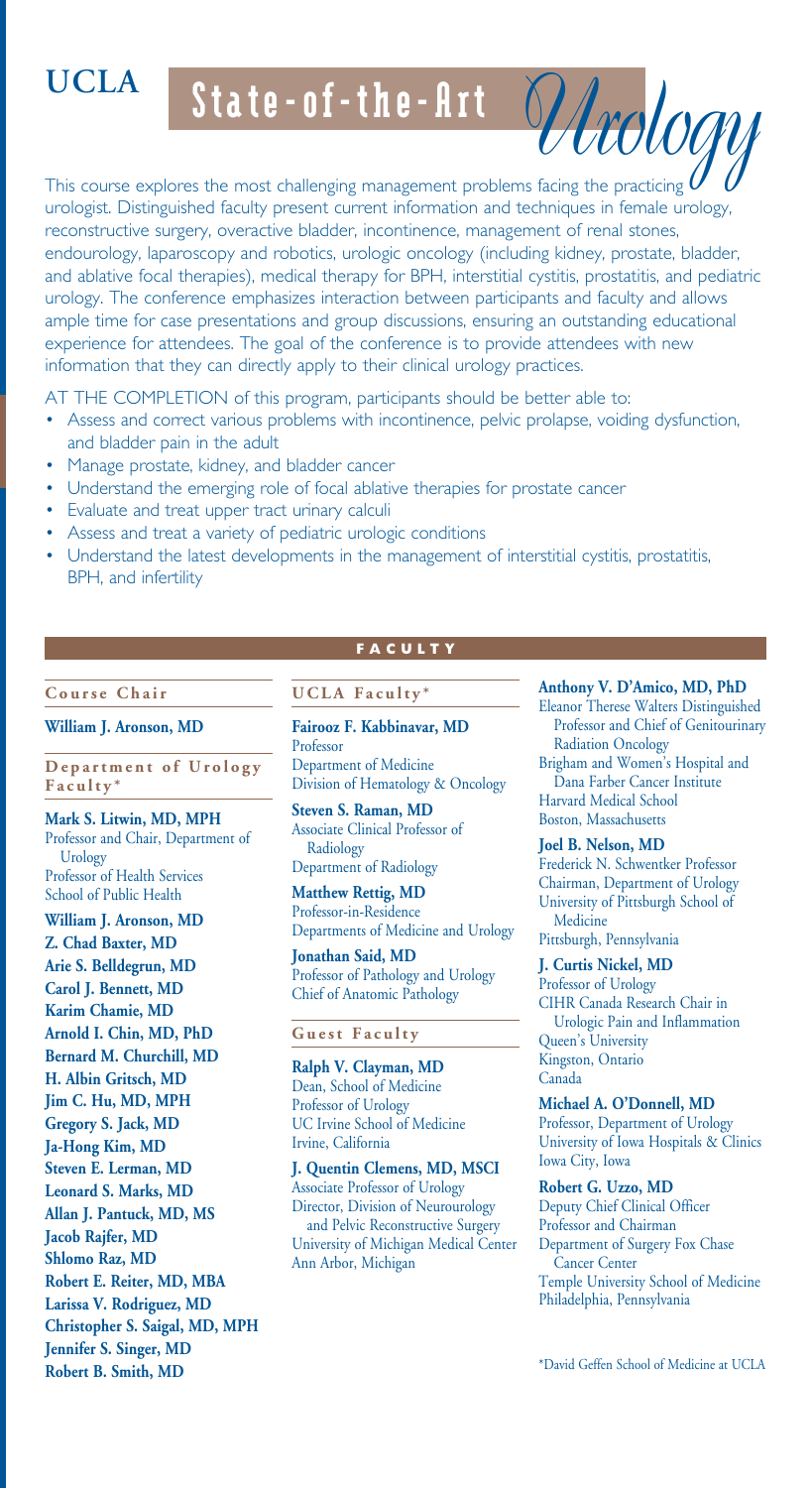# UCLA State-of-the-Art *Urology*

This course explores the most challenging management problems facing the practicing urologist. Distinguished faculty present current information and techniques in female urology, reconstructive surgery, overactive bladder, incontinence, management of renal stones, endourology, laparoscopy and robotics, urologic oncology (including kidney, prostate, bladder, and ablative focal therapies), medical therapy for BPH, interstitial cystitis, prostatitis, and pediatric urology. The conference emphasizes interaction between participants and faculty and allows ample time for case presentations and group discussions, ensuring an outstanding educational experience for attendees. The goal of the conference is to provide attendees with new information that they can directly apply to their clinical urology practices.

AT THE COMPLETION of this program, participants should be better able to:

- Assess and correct various problems with incontinence, pelvic prolapse, voiding dysfunction, and bladder pain in the adult
- Manage prostate, kidney, and bladder cancer
- Understand the emerging role of focal ablative therapies for prostate cancer
- Evaluate and treat upper tract urinary calculi
- Assess and treat a variety of pediatric urologic conditions
- Understand the latest developments in the management of interstitial cystitis, prostatitis, BPH, and infertility

## FACULTY

### Course Chair

**William J. Aronson, MD**

### Department of Urology Faculty*

**Mark S. Litwin, MD, MPH**
Professor and Chair, Department of Urology
Professor of Health Services
School of Public Health

**William J. Aronson, MD**
**Z. Chad Baxter, MD**
**Arie S. Belldegrun, MD**
**Carol J. Bennett, MD**
**Karim Chamie, MD**
**Arnold I. Chin, MD, PhD**
**Bernard M. Churchill, MD**
**H. Albin Gritsch, MD**
**Jim C. Hu, MD, MPH**
**Gregory S. Jack, MD**
**Ja-Hong Kim, MD**
**Steven E. Lerman, MD**
**Leonard S. Marks, MD**
**Allan J. Pantuck, MD, MS**
**Jacob Rajfer, MD**
**Shlomo Raz, MD**
**Robert E. Reiter, MD, MBA**
**Larissa V. Rodriguez, MD**
**Christopher S. Saigal, MD, MPH**
**Jennifer S. Singer, MD**
**Robert B. Smith, MD**

### UCLA Faculty*

**Fairooz F. Kabbinavar, MD**
Professor
Department of Medicine
Division of Hematology & Oncology

**Steven S. Raman, MD**
Associate Clinical Professor of Radiology
Department of Radiology

**Matthew Rettig, MD**
Professor-in-Residence
Departments of Medicine and Urology

**Jonathan Said, MD**
Professor of Pathology and Urology
Chief of Anatomic Pathology

### Guest Faculty

**Ralph V. Clayman, MD**
Dean, School of Medicine
Professor of Urology
UC Irvine School of Medicine
Irvine, California

**J. Quentin Clemens, MD, MSCI**
Associate Professor of Urology
Director, Division of Neurourology and Pelvic Reconstructive Surgery
University of Michigan Medical Center
Ann Arbor, Michigan

**Anthony V. D'Amico, MD, PhD**
Eleanor Therese Walters Distinguished Professor and Chief of Genitourinary Radiation Oncology
Brigham and Women's Hospital and Dana Farber Cancer Institute
Harvard Medical School
Boston, Massachusetts

**Joel B. Nelson, MD**
Frederick N. Schwentker Professor
Chairman, Department of Urology
University of Pittsburgh School of Medicine
Pittsburgh, Pennsylvania

**J. Curtis Nickel, MD**
Professor of Urology
CIHR Canada Research Chair in Urologic Pain and Inflammation
Queen's University
Kingston, Ontario
Canada

**Michael A. O'Donnell, MD**
Professor, Department of Urology
University of Iowa Hospitals & Clinics
Iowa City, Iowa

**Robert G. Uzzo, MD**
Deputy Chief Clinical Officer
Professor and Chairman
Department of Surgery Fox Chase Cancer Center
Temple University School of Medicine
Philadelphia, Pennsylvania

*David Geffen School of Medicine at UCLA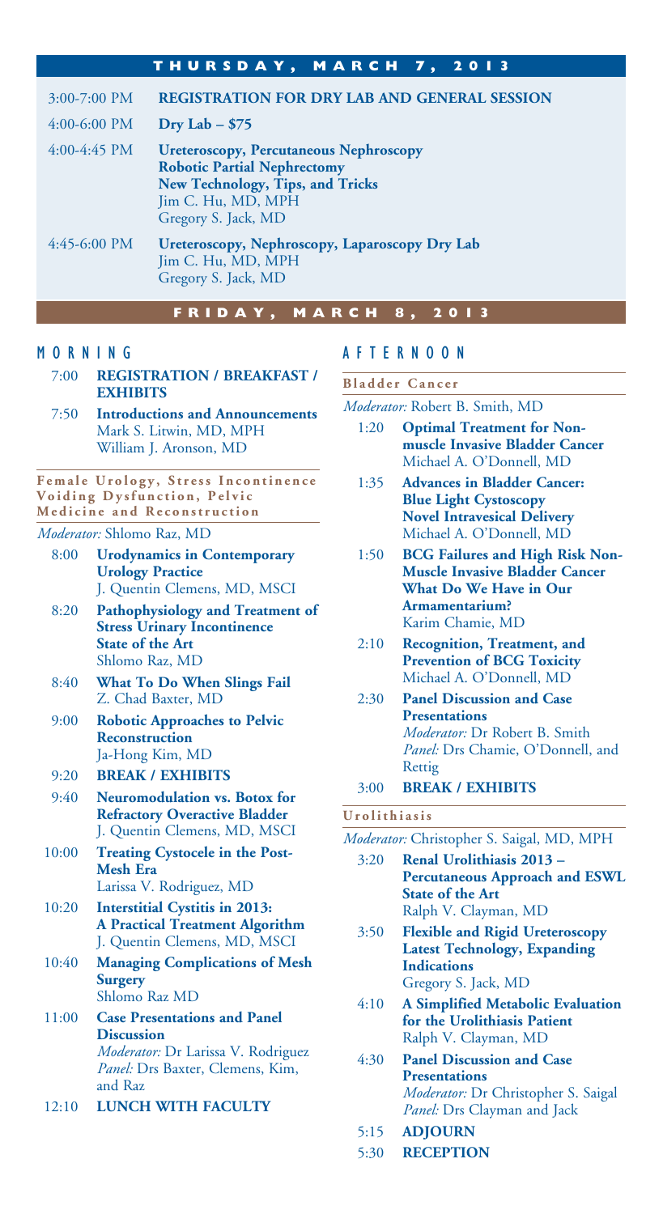## THURSDAY, MARCH 7, 2013

| | |
|---|---|
| 3:00-7:00 PM | **REGISTRATION FOR DRY LAB AND GENERAL SESSION** |
| 4:00-6:00 PM | **Dry Lab – $75** |
| 4:00-4:45 PM | **Ureteroscopy, Percutaneous Nephroscopy**<br>**Robotic Partial Nephrectomy**<br>**New Technology, Tips, and Tricks**<br>Jim C. Hu, MD, MPH<br>Gregory S. Jack, MD |
| 4:45-6:00 PM | **Ureteroscopy, Nephroscopy, Laparoscopy Dry Lab**<br>Jim C. Hu, MD, MPH<br>Gregory S. Jack, MD |

## FRIDAY, MARCH 8, 2013

### MORNING

7:00 **REGISTRATION / BREAKFAST / EXHIBITS**

7:50 **Introductions and Announcements**
Mark S. Litwin, MD, MPH
William J. Aronson, MD

#### Female Urology, Stress Incontinence Voiding Dysfunction, Pelvic Medicine and Reconstruction

*Moderator:* Shlomo Raz, MD

8:00 **Urodynamics in Contemporary Urology Practice**
J. Quentin Clemens, MD, MSCI

8:20 **Pathophysiology and Treatment of Stress Urinary Incontinence State of the Art**
Shlomo Raz, MD

8:40 **What To Do When Slings Fail**
Z. Chad Baxter, MD

9:00 **Robotic Approaches to Pelvic Reconstruction**
Ja-Hong Kim, MD

9:20 **BREAK / EXHIBITS**

9:40 **Neuromodulation vs. Botox for Refractory Overactive Bladder**
J. Quentin Clemens, MD, MSCI

10:00 **Treating Cystocele in the Post-Mesh Era**
Larissa V. Rodriguez, MD

10:20 **Interstitial Cystitis in 2013: A Practical Treatment Algorithm**
J. Quentin Clemens, MD, MSCI

10:40 **Managing Complications of Mesh Surgery**
Shlomo Raz MD

11:00 **Case Presentations and Panel Discussion**
*Moderator:* Dr Larissa V. Rodriguez
*Panel:* Drs Baxter, Clemens, Kim, and Raz

12:10 **LUNCH WITH FACULTY**

### AFTERNOON

#### Bladder Cancer

*Moderator:* Robert B. Smith, MD

1:20 **Optimal Treatment for Non-muscle Invasive Bladder Cancer**
Michael A. O'Donnell, MD

1:35 **Advances in Bladder Cancer: Blue Light Cystoscopy Novel Intravesical Delivery**
Michael A. O'Donnell, MD

1:50 **BCG Failures and High Risk Non-Muscle Invasive Bladder Cancer What Do We Have in Our Armamentarium?**
Karim Chamie, MD

2:10 **Recognition, Treatment, and Prevention of BCG Toxicity**
Michael A. O'Donnell, MD

2:30 **Panel Discussion and Case Presentations**
*Moderator:* Dr Robert B. Smith
*Panel:* Drs Chamie, O'Donnell, and Rettig

3:00 **BREAK / EXHIBITS**

#### Urolithiasis

*Moderator:* Christopher S. Saigal, MD, MPH

3:20 **Renal Urolithiasis 2013 – Percutaneous Approach and ESWL State of the Art**
Ralph V. Clayman, MD

3:50 **Flexible and Rigid Ureteroscopy Latest Technology, Expanding Indications**
Gregory S. Jack, MD

4:10 **A Simplified Metabolic Evaluation for the Urolithiasis Patient**
Ralph V. Clayman, MD

4:30 **Panel Discussion and Case Presentations**
*Moderator:* Dr Christopher S. Saigal
*Panel:* Drs Clayman and Jack

5:15 **ADJOURN**

5:30 **RECEPTION**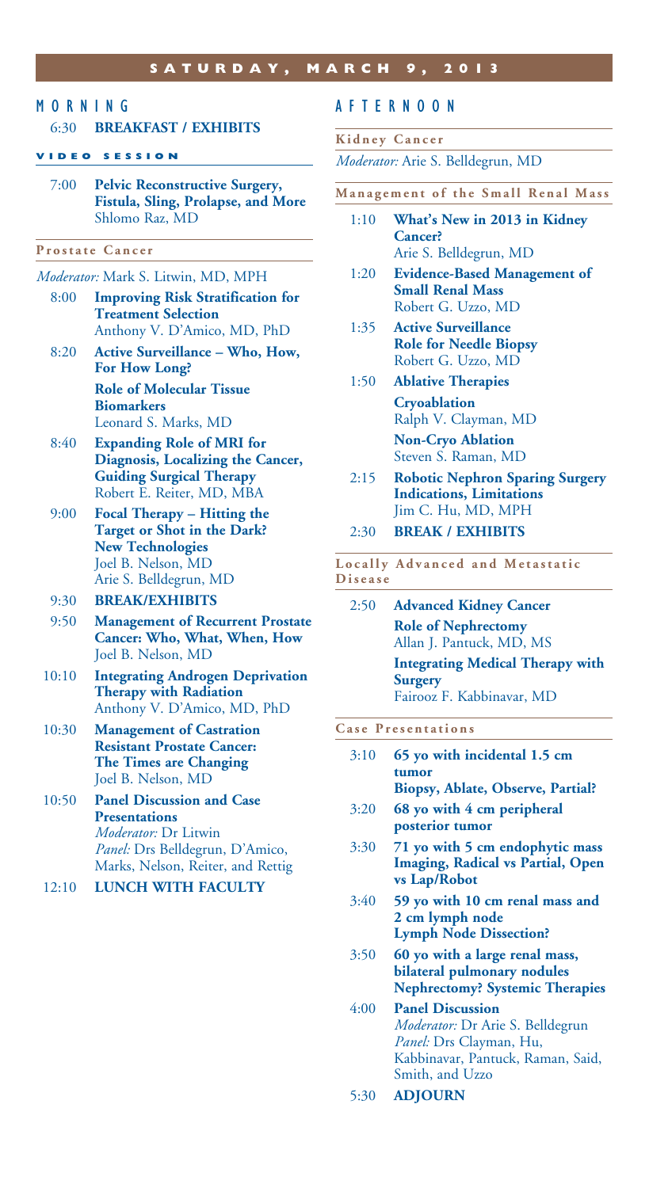# SATURDAY, MARCH 9, 2013

## MORNING

6:30 **BREAKFAST / EXHIBITS**

### VIDEO SESSION

7:00 **Pelvic Reconstructive Surgery, Fistula, Sling, Prolapse, and More**
Shlomo Raz, MD

### Prostate Cancer

*Moderator:* Mark S. Litwin, MD, MPH

8:00 **Improving Risk Stratification for Treatment Selection**
Anthony V. D'Amico, MD, PhD

8:20 **Active Surveillance – Who, How, For How Long?**
**Role of Molecular Tissue Biomarkers**
Leonard S. Marks, MD

8:40 **Expanding Role of MRI for Diagnosis, Localizing the Cancer, Guiding Surgical Therapy**
Robert E. Reiter, MD, MBA

9:00 **Focal Therapy – Hitting the Target or Shot in the Dark?**
**New Technologies**
Joel B. Nelson, MD
Arie S. Belldegrun, MD

9:30 **BREAK/EXHIBITS**

9:50 **Management of Recurrent Prostate Cancer: Who, What, When, How**
Joel B. Nelson, MD

10:10 **Integrating Androgen Deprivation Therapy with Radiation**
Anthony V. D'Amico, MD, PhD

10:30 **Management of Castration Resistant Prostate Cancer: The Times are Changing**
Joel B. Nelson, MD

10:50 **Panel Discussion and Case Presentations**
*Moderator:* Dr Litwin
*Panel:* Drs Belldegrun, D'Amico, Marks, Nelson, Reiter, and Rettig

12:10 **LUNCH WITH FACULTY**

## AFTERNOON

### Kidney Cancer

*Moderator:* Arie S. Belldegrun, MD

### Management of the Small Renal Mass

1:10 **What's New in 2013 in Kidney Cancer?**
Arie S. Belldegrun, MD

1:20 **Evidence-Based Management of Small Renal Mass**
Robert G. Uzzo, MD

1:35 **Active Surveillance**
**Role for Needle Biopsy**
Robert G. Uzzo, MD

1:50 **Ablative Therapies**
**Cryoablation**
Ralph V. Clayman, MD
**Non-Cryo Ablation**
Steven S. Raman, MD

2:15 **Robotic Nephron Sparing Surgery Indications, Limitations**
Jim C. Hu, MD, MPH

2:30 **BREAK / EXHIBITS**

### Locally Advanced and Metastatic Disease

2:50 **Advanced Kidney Cancer**
**Role of Nephrectomy**
Allan J. Pantuck, MD, MS
**Integrating Medical Therapy with Surgery**
Fairooz F. Kabbinavar, MD

### Case Presentations

3:10 **65 yo with incidental 1.5 cm tumor**
**Biopsy, Ablate, Observe, Partial?**

3:20 **68 yo with 4 cm peripheral posterior tumor**

3:30 **71 yo with 5 cm endophytic mass Imaging, Radical vs Partial, Open vs Lap/Robot**

3:40 **59 yo with 10 cm renal mass and 2 cm lymph node**
**Lymph Node Dissection?**

3:50 **60 yo with a large renal mass, bilateral pulmonary nodules**
**Nephrectomy? Systemic Therapies**

4:00 **Panel Discussion**
*Moderator:* Dr Arie S. Belldegrun
*Panel:* Drs Clayman, Hu, Kabbinavar, Pantuck, Raman, Said, Smith, and Uzzo

5:30 **ADJOURN**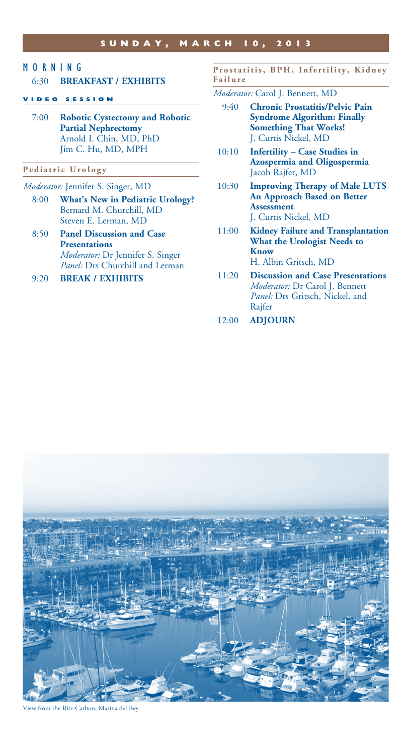# SUNDAY, MARCH 10, 2013

## MORNING

6:30 **BREAKFAST / EXHIBITS**

### VIDEO SESSION

7:00 **Robotic Cystectomy and Robotic Partial Nephrectomy**
Arnold I. Chin, MD, PhD
Jim C. Hu, MD, MPH

### Pediatric Urology

*Moderator:* Jennifer S. Singer, MD

8:00 **What's New in Pediatric Urology?**
Bernard M. Churchill, MD
Steven E. Lerman, MD

8:50 **Panel Discussion and Case Presentations**
*Moderator:* Dr Jennifer S. Singer
*Panel:* Drs Churchill and Lerman

9:20 **BREAK / EXHIBITS**

### Prostatitis, BPH, Infertility, Kidney Failure

*Moderator:* Carol J. Bennett, MD

9:40 **Chronic Prostatitis/Pelvic Pain Syndrome Algorithm: Finally Something That Works!**
J. Curtis Nickel, MD

10:10 **Infertility – Case Studies in Azospermia and Oligospermia**
Jacob Rajfer, MD

10:30 **Improving Therapy of Male LUTS An Approach Based on Better Assessment**
J. Curtis Nickel, MD

11:00 **Kidney Failure and Transplantation What the Urologist Needs to Know**
H. Albin Gritsch, MD

11:20 **Discussion and Case Presentations**
*Moderator:* Dr Carol J. Bennett
*Panel:* Drs Gritsch, Nickel, and Rajfer

12:00 **ADJOURN**

View from the Ritz-Carlton, Marina del Rey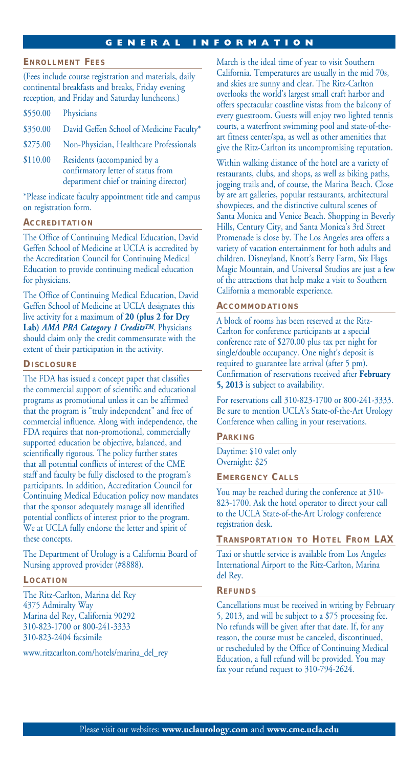# GENERAL INFORMATION

## ENROLLMENT FEES

(Fees include course registration and materials, daily continental breakfasts and breaks, Friday evening reception, and Friday and Saturday luncheons.)

| | |
|---|---|
| \$550.00 | Physicians |
| \$350.00 | David Geffen School of Medicine Faculty* |
| \$275.00 | Non-Physician, Healthcare Professionals |
| \$110.00 | Residents (accompanied by a confirmatory letter of status from department chief or training director) |

*Please indicate faculty appointment title and campus on registration form.

## ACCREDITATION

The Office of Continuing Medical Education, David Geffen School of Medicine at UCLA is accredited by the Accreditation Council for Continuing Medical Education to provide continuing medical education for physicians.

The Office of Continuing Medical Education, David Geffen School of Medicine at UCLA designates this live activity for a maximum of **20 (plus 2 for Dry Lab)** ***AMA PRA Category 1 Credits™***. Physicians should claim only the credit commensurate with the extent of their participation in the activity.

## DISCLOSURE

The FDA has issued a concept paper that classifies the commercial support of scientific and educational programs as promotional unless it can be affirmed that the program is "truly independent" and free of commercial influence. Along with independence, the FDA requires that non-promotional, commercially supported education be objective, balanced, and scientifically rigorous. The policy further states that all potential conflicts of interest of the CME staff and faculty be fully disclosed to the program's participants. In addition, Accreditation Council for Continuing Medical Education policy now mandates that the sponsor adequately manage all identified potential conflicts of interest prior to the program. We at UCLA fully endorse the letter and spirit of these concepts.

The Department of Urology is a California Board of Nursing approved provider (#8888).

## LOCATION

The Ritz-Carlton, Marina del Rey
4375 Admiralty Way
Marina del Rey, California 90292
310-823-1700 or 800-241-3333
310-823-2404 facsimile

www.ritzcarlton.com/hotels/marina_del_rey

March is the ideal time of year to visit Southern California. Temperatures are usually in the mid 70s, and skies are sunny and clear. The Ritz-Carlton overlooks the world's largest small craft harbor and offers spectacular coastline vistas from the balcony of every guestroom. Guests will enjoy two lighted tennis courts, a waterfront swimming pool and state-of-the-art fitness center/spa, as well as other amenities that give the Ritz-Carlton its uncompromising reputation.

Within walking distance of the hotel are a variety of restaurants, clubs, and shops, as well as biking paths, jogging trails and, of course, the Marina Beach. Close by are art galleries, popular restaurants, architectural showpieces, and the distinctive cultural scenes of Santa Monica and Venice Beach. Shopping in Beverly Hills, Century City, and Santa Monica's 3rd Street Promenade is close by. The Los Angeles area offers a variety of vacation entertainment for both adults and children. Disneyland, Knott's Berry Farm, Six Flags Magic Mountain, and Universal Studios are just a few of the attractions that help make a visit to Southern California a memorable experience.

## ACCOMMODATIONS

A block of rooms has been reserved at the Ritz-Carlton for conference participants at a special conference rate of \$270.00 plus tax per night for single/double occupancy. One night's deposit is required to guarantee late arrival (after 5 pm). Confirmation of reservations received after **February 5, 2013** is subject to availability.

For reservations call 310-823-1700 or 800-241-3333. Be sure to mention UCLA's State-of-the-Art Urology Conference when calling in your reservations.

## PARKING

Daytime: \$10 valet only
Overnight: \$25

## EMERGENCY CALLS

You may be reached during the conference at 310-823-1700. Ask the hotel operator to direct your call to the UCLA State-of-the-Art Urology conference registration desk.

## TRANSPORTATION TO HOTEL FROM LAX

Taxi or shuttle service is available from Los Angeles International Airport to the Ritz-Carlton, Marina del Rey.

## REFUNDS

Cancellations must be received in writing by February 5, 2013, and will be subject to a \$75 processing fee. No refunds will be given after that date. If, for any reason, the course must be canceled, discontinued, or rescheduled by the Office of Continuing Medical Education, a full refund will be provided. You may fax your refund request to 310-794-2624.

Please visit our websites: **www.uclaurology.com** and **www.cme.ucla.edu**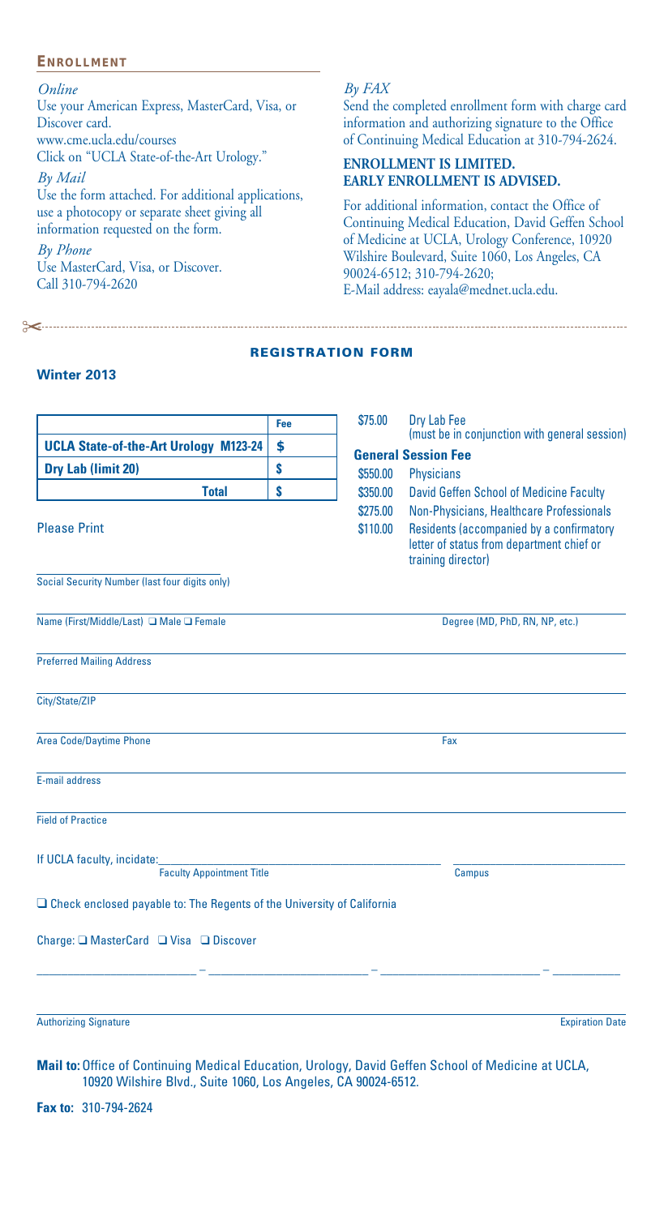## ENROLLMENT

*Online*
Use your American Express, MasterCard, Visa, or Discover card.
www.cme.ucla.edu/courses
Click on "UCLA State-of-the-Art Urology."

*By Mail*
Use the form attached. For additional applications, use a photocopy or separate sheet giving all information requested on the form.

*By Phone*
Use MasterCard, Visa, or Discover.
Call 310-794-2620

*By FAX*
Send the completed enrollment form with charge card information and authorizing signature to the Office of Continuing Medical Education at 310-794-2624.

**ENROLLMENT IS LIMITED.**
**EARLY ENROLLMENT IS ADVISED.**

For additional information, contact the Office of Continuing Medical Education, David Geffen School of Medicine at UCLA, Urology Conference, 10920 Wilshire Boulevard, Suite 1060, Los Angeles, CA 90024-6512; 310-794-2620;
E-Mail address: eayala@mednet.ucla.edu.

---

## REGISTRATION FORM

### Winter 2013

| | Fee |
|---|---|
| **UCLA State-of-the-Art Urology M123-24** | **$** |
| **Dry Lab (limit 20)** | **$** |
| **Total** | **$** |

$75.00 Dry Lab Fee (must be in conjunction with general session)

**General Session Fee**

| | |
|---|---|
| $550.00 | Physicians |
| $350.00 | David Geffen School of Medicine Faculty |
| $275.00 | Non-Physicians, Healthcare Professionals |
| $110.00 | Residents (accompanied by a confirmatory letter of status from department chief or training director) |

Please Print

\_\_\_\_\_\_\_\_\_\_\_\_\_\_\_\_\_\_\_\_\_\_\_\_\_\_
Social Security Number (last four digits only)

Name (First/Middle/Last) ❑ Male ❑ Female — Degree (MD, PhD, RN, NP, etc.)

Preferred Mailing Address

City/State/ZIP

Area Code/Daytime Phone — Fax

E-mail address

Field of Practice

If UCLA faculty, incidate: \_\_\_\_\_\_\_\_\_\_\_\_\_\_\_\_\_\_\_\_ \_\_\_\_\_\_\_\_\_\_\_\_\_\_
Faculty Appointment Title — Campus

❑ Check enclosed payable to: The Regents of the University of California

Charge: ❑ MasterCard ❑ Visa ❑ Discover

\_\_\_\_\_\_\_\_\_\_ – \_\_\_\_\_\_\_\_\_\_ – \_\_\_\_\_\_\_\_\_\_ – \_\_\_\_\_\_

Authorizing Signature — Expiration Date

**Mail to:** Office of Continuing Medical Education, Urology, David Geffen School of Medicine at UCLA, 10920 Wilshire Blvd., Suite 1060, Los Angeles, CA 90024-6512.

**Fax to:** 310-794-2624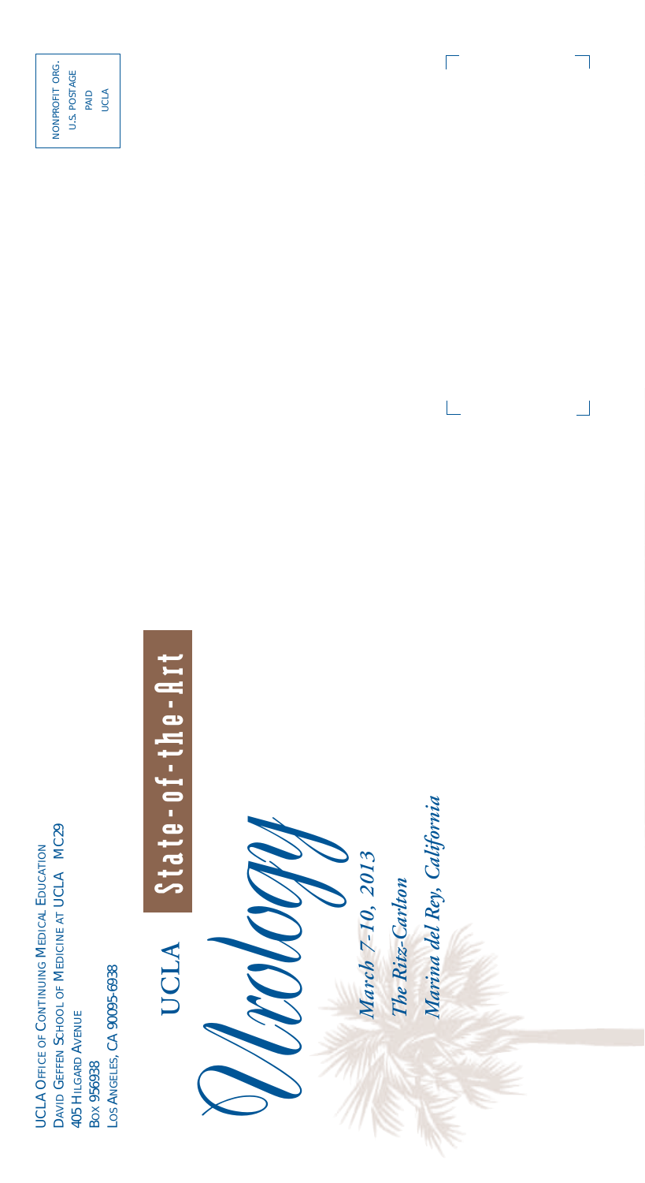UCLA Office of Continuing Medical Education
David Geffen School of Medicine at UCLA MC29
405 Hilgard Avenue
Box 956938
Los Angeles, CA 90095-6938

NONPROFIT ORG.
U.S. POSTAGE
PAID
UCLA

# UCLA Urology

## State-of-the-Art

*March 7-10, 2013*

*The Ritz-Carlton*

*Marina del Rey, California*